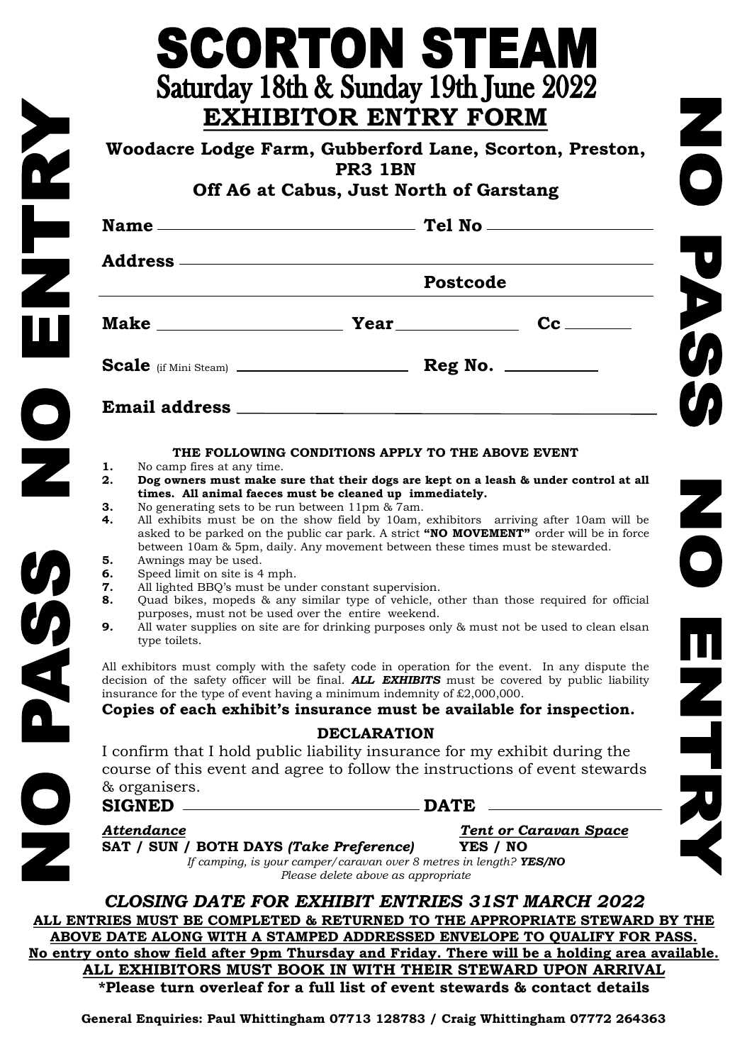# SCORTON STEAM

## Saturday 18th & Sunday 19th June 2022

## EXHIBITOR ENTRY FORM

**Woodacre Lodge Farm, Gubberford Lane, Scorton, Preston, PR3 1BN**
**Off A6 at Cabus, Just North of Garstang**

NO PASS NO ENTRY

NO PASS NO ENTRY

**Name** ______________________ **Tel No** ______________________

**Address** ______________________________________________

______________________ **Postcode** ______________________

**Make** ______________________ **Year** ______________ **Cc** __________

**Scale** (if Mini Steam) ______________________ **Reg No.** __________

**Email address** ______________________________________________

**THE FOLLOWING CONDITIONS APPLY TO THE ABOVE EVENT**

1. No camp fires at any time.
2. **Dog owners must make sure that their dogs are kept on a leash & under control at all times. All animal faeces must be cleaned up immediately.**
3. No generating sets to be run between 11pm & 7am.
4. All exhibits must be on the show field by 10am, exhibitors arriving after 10am will be asked to be parked on the public car park. A strict **"NO MOVEMENT"** order will be in force between 10am & 5pm, daily. Any movement between these times must be stewarded.
5. Awnings may be used.
6. Speed limit on site is 4 mph.
7. All lighted BBQ's must be under constant supervision.
8. Quad bikes, mopeds & any similar type of vehicle, other than those required for official purposes, must not be used over the entire weekend.
9. All water supplies on site are for drinking purposes only & must not be used to clean elsan type toilets.

All exhibitors must comply with the safety code in operation for the event. In any dispute the decision of the safety officer will be final. ***ALL EXHIBITS*** must be covered by public liability insurance for the type of event having a minimum indemnity of £2,000,000.

**Copies of each exhibit's insurance must be available for inspection.**

**DECLARATION**

I confirm that I hold public liability insurance for my exhibit during the course of this event and agree to follow the instructions of event stewards & organisers.

**SIGNED** ______________________ **DATE** ______________________

***Attendance***
**SAT / SUN / BOTH DAYS *(Take Preference)***

***Tent or Caravan Space***
**YES / NO**

*If camping, is your camper/caravan over 8 metres in length?* ***YES/NO***
*Please delete above as appropriate*

***CLOSING DATE FOR EXHIBIT ENTRIES 31ST MARCH 2022***

**ALL ENTRIES MUST BE COMPLETED & RETURNED TO THE APPROPRIATE STEWARD BY THE ABOVE DATE ALONG WITH A STAMPED ADDRESSED ENVELOPE TO QUALIFY FOR PASS.**

**No entry onto show field after 9pm Thursday and Friday. There will be a holding area available.**

**ALL EXHIBITORS MUST BOOK IN WITH THEIR STEWARD UPON ARRIVAL**

**\*Please turn overleaf for a full list of event stewards & contact details**

**General Enquiries: Paul Whittingham 07713 128783 / Craig Whittingham 07772 264363**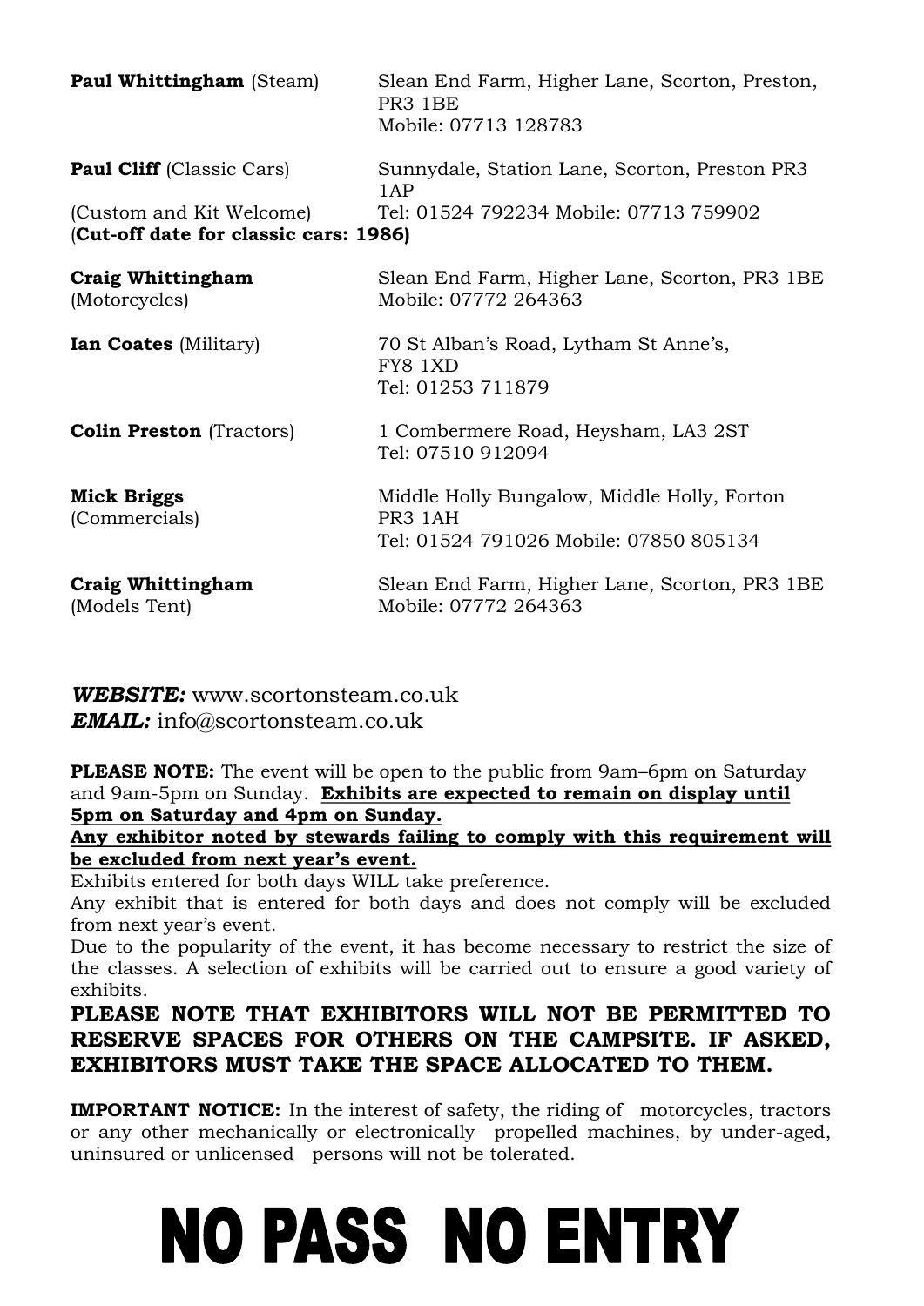| | |
|---|---|
| **Paul Whittingham** (Steam) | Slean End Farm, Higher Lane, Scorton, Preston, PR3 1BE<br>Mobile: 07713 128783 |
| **Paul Cliff** (Classic Cars)<br>(Custom and Kit Welcome)<br>(**Cut-off date for classic cars: 1986)** | Sunnydale, Station Lane, Scorton, Preston PR3 1AP<br>Tel: 01524 792234 Mobile: 07713 759902 |
| **Craig Whittingham**<br>(Motorcycles) | Slean End Farm, Higher Lane, Scorton, PR3 1BE<br>Mobile: 07772 264363 |
| **Ian Coates** (Military) | 70 St Alban's Road, Lytham St Anne's, FY8 1XD<br>Tel: 01253 711879 |
| **Colin Preston** (Tractors) | 1 Combermere Road, Heysham, LA3 2ST<br>Tel: 07510 912094 |
| **Mick Briggs**<br>(Commercials) | Middle Holly Bungalow, Middle Holly, Forton PR3 1AH<br>Tel: 01524 791026 Mobile: 07850 805134 |
| **Craig Whittingham**<br>(Models Tent) | Slean End Farm, Higher Lane, Scorton, PR3 1BE<br>Mobile: 07772 264363 |

***WEBSITE:*** www.scortonsteam.co.uk
***EMAIL:*** info@scortonsteam.co.uk

**PLEASE NOTE:** The event will be open to the public from 9am–6pm on Saturday and 9am-5pm on Sunday. **Exhibits are expected to remain on display until 5pm on Saturday and 4pm on Sunday.**

**Any exhibitor noted by stewards failing to comply with this requirement will be excluded from next year's event.**

Exhibits entered for both days WILL take preference.

Any exhibit that is entered for both days and does not comply will be excluded from next year's event.

Due to the popularity of the event, it has become necessary to restrict the size of the classes. A selection of exhibits will be carried out to ensure a good variety of exhibits.

**PLEASE NOTE THAT EXHIBITORS WILL NOT BE PERMITTED TO RESERVE SPACES FOR OTHERS ON THE CAMPSITE. IF ASKED, EXHIBITORS MUST TAKE THE SPACE ALLOCATED TO THEM.**

**IMPORTANT NOTICE:** In the interest of safety, the riding of motorcycles, tractors or any other mechanically or electronically propelled machines, by under-aged, uninsured or unlicensed persons will not be tolerated.

# NO PASS NO ENTRY